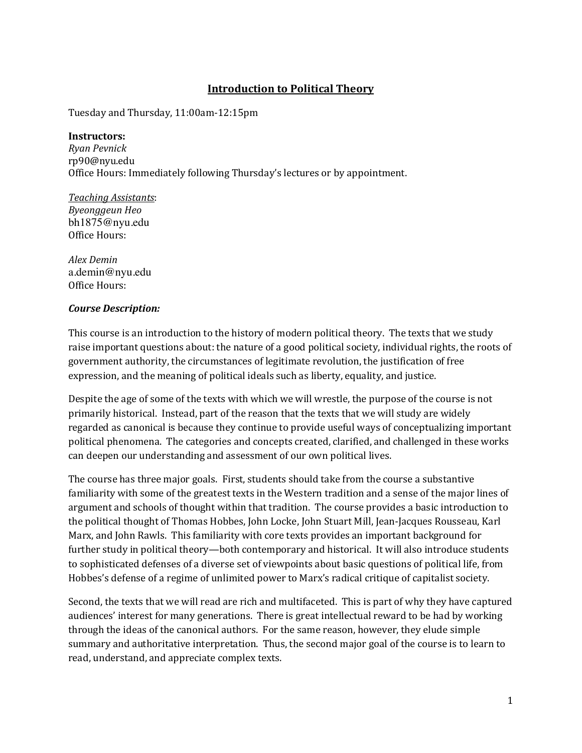# Introduction to Political Theory

Tuesday and Thursday, 11:00am-12:15pm

**Instructors:**
*Ryan Pevnick*
rp90@nyu.edu
Office Hours: Immediately following Thursday's lectures or by appointment.

*Teaching Assistants*:
*Byeonggeun Heo*
bh1875@nyu.edu
Office Hours:

*Alex Demin*
a.demin@nyu.edu
Office Hours:

***Course Description:***

This course is an introduction to the history of modern political theory. The texts that we study raise important questions about: the nature of a good political society, individual rights, the roots of government authority, the circumstances of legitimate revolution, the justification of free expression, and the meaning of political ideals such as liberty, equality, and justice.

Despite the age of some of the texts with which we will wrestle, the purpose of the course is not primarily historical. Instead, part of the reason that the texts that we will study are widely regarded as canonical is because they continue to provide useful ways of conceptualizing important political phenomena. The categories and concepts created, clarified, and challenged in these works can deepen our understanding and assessment of our own political lives.

The course has three major goals. First, students should take from the course a substantive familiarity with some of the greatest texts in the Western tradition and a sense of the major lines of argument and schools of thought within that tradition. The course provides a basic introduction to the political thought of Thomas Hobbes, John Locke, John Stuart Mill, Jean-Jacques Rousseau, Karl Marx, and John Rawls. This familiarity with core texts provides an important background for further study in political theory—both contemporary and historical. It will also introduce students to sophisticated defenses of a diverse set of viewpoints about basic questions of political life, from Hobbes's defense of a regime of unlimited power to Marx's radical critique of capitalist society.

Second, the texts that we will read are rich and multifaceted. This is part of why they have captured audiences' interest for many generations. There is great intellectual reward to be had by working through the ideas of the canonical authors. For the same reason, however, they elude simple summary and authoritative interpretation. Thus, the second major goal of the course is to learn to read, understand, and appreciate complex texts.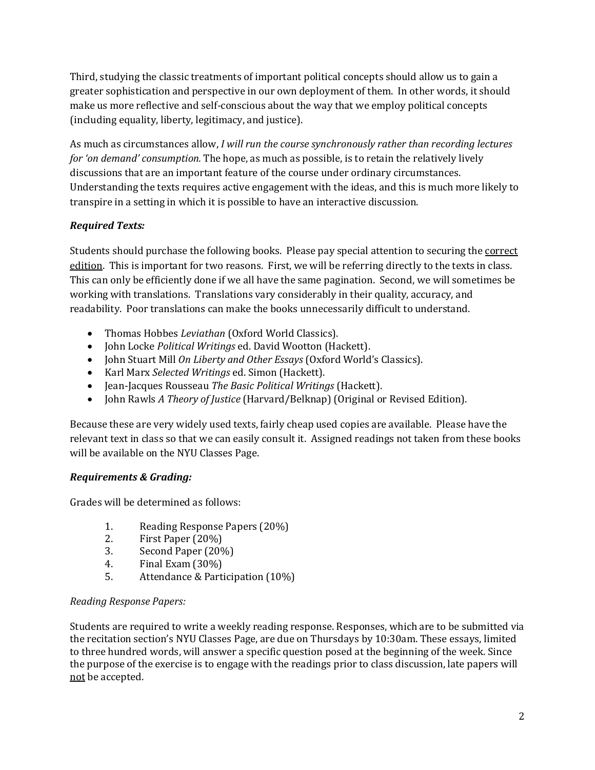Third, studying the classic treatments of important political concepts should allow us to gain a greater sophistication and perspective in our own deployment of them. In other words, it should make us more reflective and self-conscious about the way that we employ political concepts (including equality, liberty, legitimacy, and justice).

As much as circumstances allow, *I will run the course synchronously rather than recording lectures for 'on demand' consumption.* The hope, as much as possible, is to retain the relatively lively discussions that are an important feature of the course under ordinary circumstances. Understanding the texts requires active engagement with the ideas, and this is much more likely to transpire in a setting in which it is possible to have an interactive discussion.

***Required Texts:***

Students should purchase the following books. Please pay special attention to securing the <u>correct edition</u>. This is important for two reasons. First, we will be referring directly to the texts in class. This can only be efficiently done if we all have the same pagination. Second, we will sometimes be working with translations. Translations vary considerably in their quality, accuracy, and readability. Poor translations can make the books unnecessarily difficult to understand.

- Thomas Hobbes *Leviathan* (Oxford World Classics).
- John Locke *Political Writings* ed. David Wootton (Hackett).
- John Stuart Mill *On Liberty and Other Essays* (Oxford World's Classics).
- Karl Marx *Selected Writings* ed. Simon (Hackett).
- Jean-Jacques Rousseau *The Basic Political Writings* (Hackett).
- John Rawls *A Theory of Justice* (Harvard/Belknap) (Original or Revised Edition).

Because these are very widely used texts, fairly cheap used copies are available. Please have the relevant text in class so that we can easily consult it. Assigned readings not taken from these books will be available on the NYU Classes Page.

***Requirements & Grading:***

Grades will be determined as follows:

1. Reading Response Papers (20%)
2. First Paper (20%)
3. Second Paper (20%)
4. Final Exam (30%)
5. Attendance & Participation (10%)

*Reading Response Papers:*

Students are required to write a weekly reading response. Responses, which are to be submitted via the recitation section's NYU Classes Page, are due on Thursdays by 10:30am. These essays, limited to three hundred words, will answer a specific question posed at the beginning of the week. Since the purpose of the exercise is to engage with the readings prior to class discussion, late papers will <u>not</u> be accepted.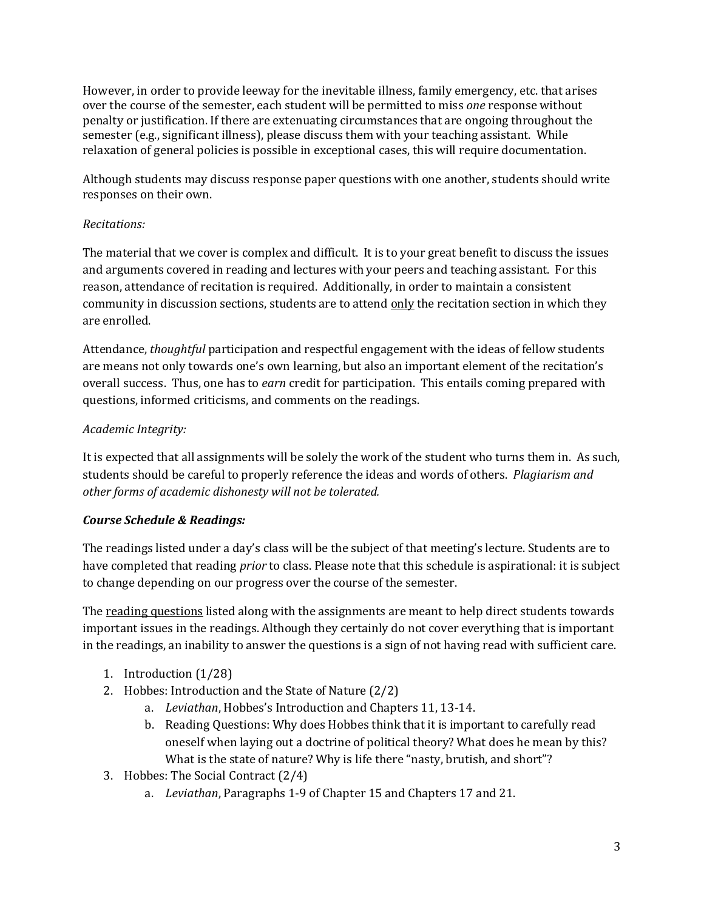However, in order to provide leeway for the inevitable illness, family emergency, etc. that arises over the course of the semester, each student will be permitted to miss *one* response without penalty or justification. If there are extenuating circumstances that are ongoing throughout the semester (e.g., significant illness), please discuss them with your teaching assistant. While relaxation of general policies is possible in exceptional cases, this will require documentation.

Although students may discuss response paper questions with one another, students should write responses on their own.

*Recitations:*

The material that we cover is complex and difficult. It is to your great benefit to discuss the issues and arguments covered in reading and lectures with your peers and teaching assistant. For this reason, attendance of recitation is required. Additionally, in order to maintain a consistent community in discussion sections, students are to attend <u>only</u> the recitation section in which they are enrolled.

Attendance, *thoughtful* participation and respectful engagement with the ideas of fellow students are means not only towards one's own learning, but also an important element of the recitation's overall success. Thus, one has to *earn* credit for participation. This entails coming prepared with questions, informed criticisms, and comments on the readings.

*Academic Integrity:*

It is expected that all assignments will be solely the work of the student who turns them in. As such, students should be careful to properly reference the ideas and words of others. *Plagiarism and other forms of academic dishonesty will not be tolerated.*

***Course Schedule & Readings:***

The readings listed under a day's class will be the subject of that meeting's lecture. Students are to have completed that reading *prior* to class. Please note that this schedule is aspirational: it is subject to change depending on our progress over the course of the semester.

The <u>reading questions</u> listed along with the assignments are meant to help direct students towards important issues in the readings. Although they certainly do not cover everything that is important in the readings, an inability to answer the questions is a sign of not having read with sufficient care.

1. Introduction (1/28)
2. Hobbes: Introduction and the State of Nature (2/2)
    a. *Leviathan*, Hobbes's Introduction and Chapters 11, 13-14.
    b. Reading Questions: Why does Hobbes think that it is important to carefully read oneself when laying out a doctrine of political theory? What does he mean by this? What is the state of nature? Why is life there "nasty, brutish, and short"?
3. Hobbes: The Social Contract (2/4)
    a. *Leviathan*, Paragraphs 1-9 of Chapter 15 and Chapters 17 and 21.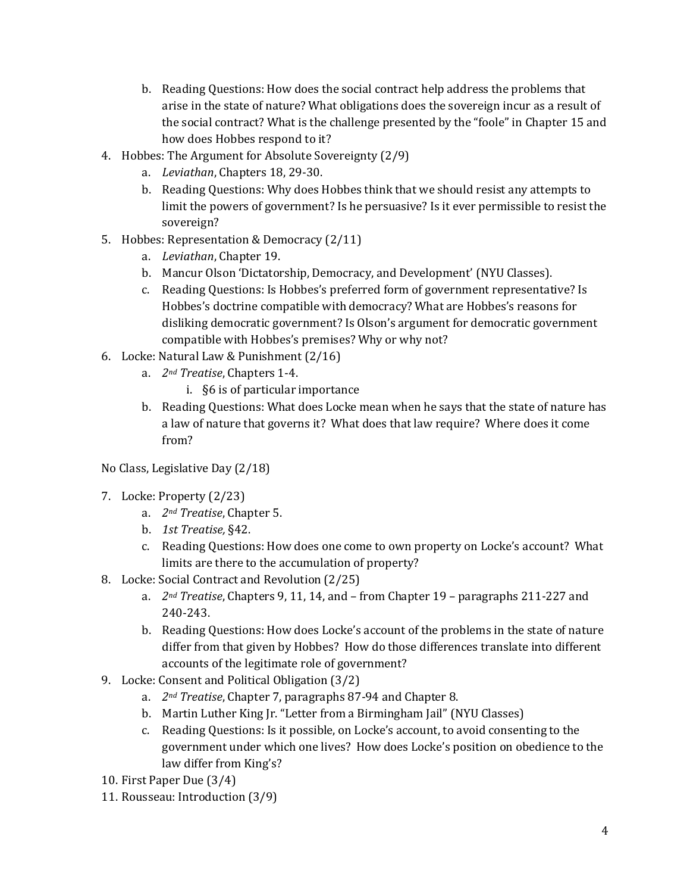b. Reading Questions: How does the social contract help address the problems that arise in the state of nature? What obligations does the sovereign incur as a result of the social contract? What is the challenge presented by the "foole" in Chapter 15 and how does Hobbes respond to it?

4. Hobbes: The Argument for Absolute Sovereignty (2/9)
   a. *Leviathan*, Chapters 18, 29-30.
   b. Reading Questions: Why does Hobbes think that we should resist any attempts to limit the powers of government? Is he persuasive? Is it ever permissible to resist the sovereign?
5. Hobbes: Representation & Democracy (2/11)
   a. *Leviathan*, Chapter 19.
   b. Mancur Olson 'Dictatorship, Democracy, and Development' (NYU Classes).
   c. Reading Questions: Is Hobbes's preferred form of government representative? Is Hobbes's doctrine compatible with democracy? What are Hobbes's reasons for disliking democratic government? Is Olson's argument for democratic government compatible with Hobbes's premises? Why or why not?
6. Locke: Natural Law & Punishment (2/16)
   a. *2nd Treatise*, Chapters 1-4.
      i. §6 is of particular importance
   b. Reading Questions: What does Locke mean when he says that the state of nature has a law of nature that governs it? What does that law require? Where does it come from?

No Class, Legislative Day (2/18)

7. Locke: Property (2/23)
   a. *2nd Treatise*, Chapter 5.
   b. *1st Treatise,* §42.
   c. Reading Questions: How does one come to own property on Locke's account? What limits are there to the accumulation of property?
8. Locke: Social Contract and Revolution (2/25)
   a. *2nd Treatise*, Chapters 9, 11, 14, and – from Chapter 19 – paragraphs 211-227 and 240-243.
   b. Reading Questions: How does Locke's account of the problems in the state of nature differ from that given by Hobbes? How do those differences translate into different accounts of the legitimate role of government?
9. Locke: Consent and Political Obligation (3/2)
   a. *2nd Treatise*, Chapter 7, paragraphs 87-94 and Chapter 8.
   b. Martin Luther King Jr. "Letter from a Birmingham Jail" (NYU Classes)
   c. Reading Questions: Is it possible, on Locke's account, to avoid consenting to the government under which one lives? How does Locke's position on obedience to the law differ from King's?
10. First Paper Due (3/4)
11. Rousseau: Introduction (3/9)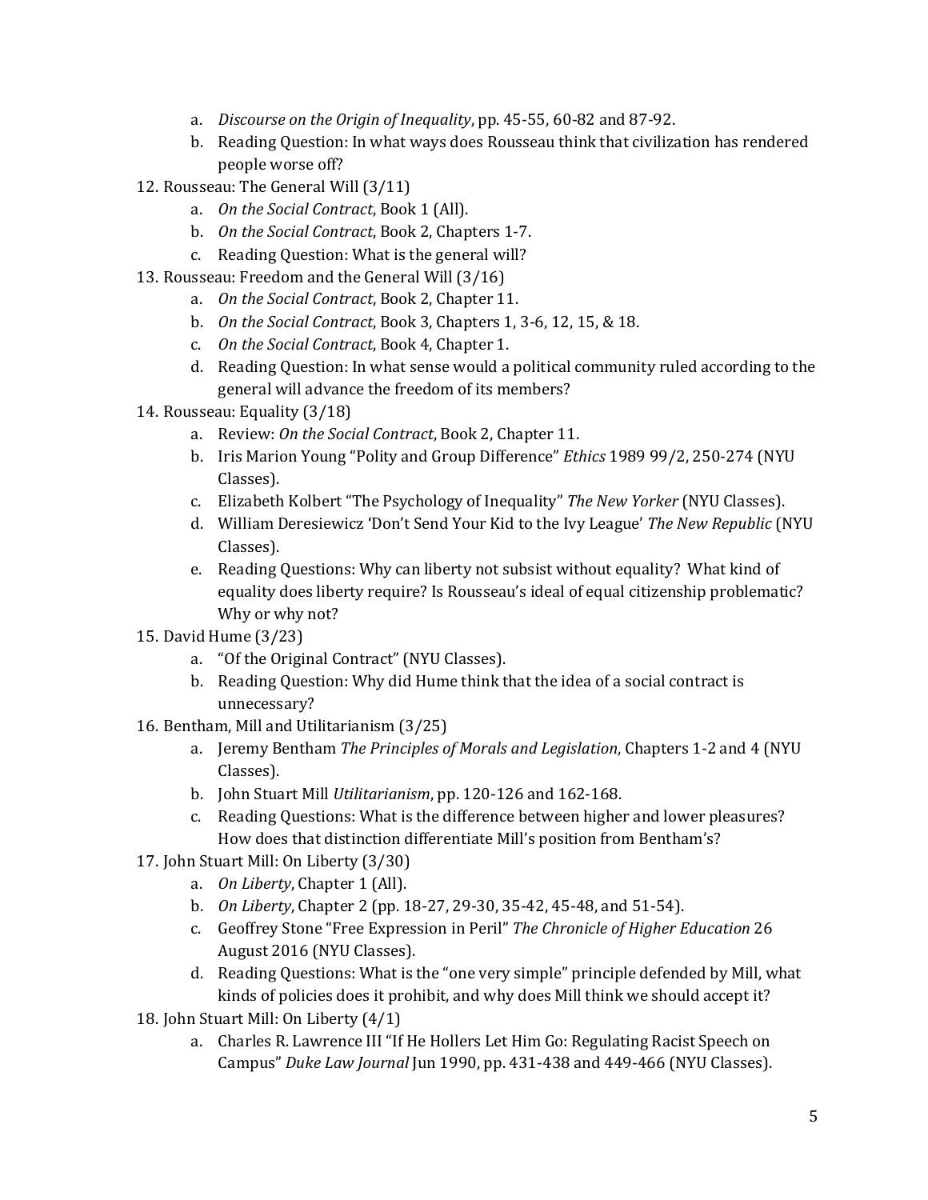a. *Discourse on the Origin of Inequality*, pp. 45-55, 60-82 and 87-92.
   b. Reading Question: In what ways does Rousseau think that civilization has rendered people worse off?

12. Rousseau: The General Will (3/11)
    a. *On the Social Contract*, Book 1 (All).
    b. *On the Social Contract*, Book 2, Chapters 1-7.
    c. Reading Question: What is the general will?
13. Rousseau: Freedom and the General Will (3/16)
    a. *On the Social Contract*, Book 2, Chapter 11.
    b. *On the Social Contract*, Book 3, Chapters 1, 3-6, 12, 15, & 18.
    c. *On the Social Contract*, Book 4, Chapter 1.
    d. Reading Question: In what sense would a political community ruled according to the general will advance the freedom of its members?
14. Rousseau: Equality (3/18)
    a. Review: *On the Social Contract*, Book 2, Chapter 11.
    b. Iris Marion Young "Polity and Group Difference" *Ethics* 1989 99/2, 250-274 (NYU Classes).
    c. Elizabeth Kolbert "The Psychology of Inequality" *The New Yorker* (NYU Classes).
    d. William Deresiewicz 'Don't Send Your Kid to the Ivy League' *The New Republic* (NYU Classes).
    e. Reading Questions: Why can liberty not subsist without equality? What kind of equality does liberty require? Is Rousseau's ideal of equal citizenship problematic? Why or why not?
15. David Hume (3/23)
    a. "Of the Original Contract" (NYU Classes).
    b. Reading Question: Why did Hume think that the idea of a social contract is unnecessary?
16. Bentham, Mill and Utilitarianism (3/25)
    a. Jeremy Bentham *The Principles of Morals and Legislation*, Chapters 1-2 and 4 (NYU Classes).
    b. John Stuart Mill *Utilitarianism*, pp. 120-126 and 162-168.
    c. Reading Questions: What is the difference between higher and lower pleasures? How does that distinction differentiate Mill's position from Bentham's?
17. John Stuart Mill: On Liberty (3/30)
    a. *On Liberty*, Chapter 1 (All).
    b. *On Liberty*, Chapter 2 (pp. 18-27, 29-30, 35-42, 45-48, and 51-54).
    c. Geoffrey Stone "Free Expression in Peril" *The Chronicle of Higher Education* 26 August 2016 (NYU Classes).
    d. Reading Questions: What is the "one very simple" principle defended by Mill, what kinds of policies does it prohibit, and why does Mill think we should accept it?
18. John Stuart Mill: On Liberty (4/1)
    a. Charles R. Lawrence III "If He Hollers Let Him Go: Regulating Racist Speech on Campus" *Duke Law Journal* Jun 1990, pp. 431-438 and 449-466 (NYU Classes).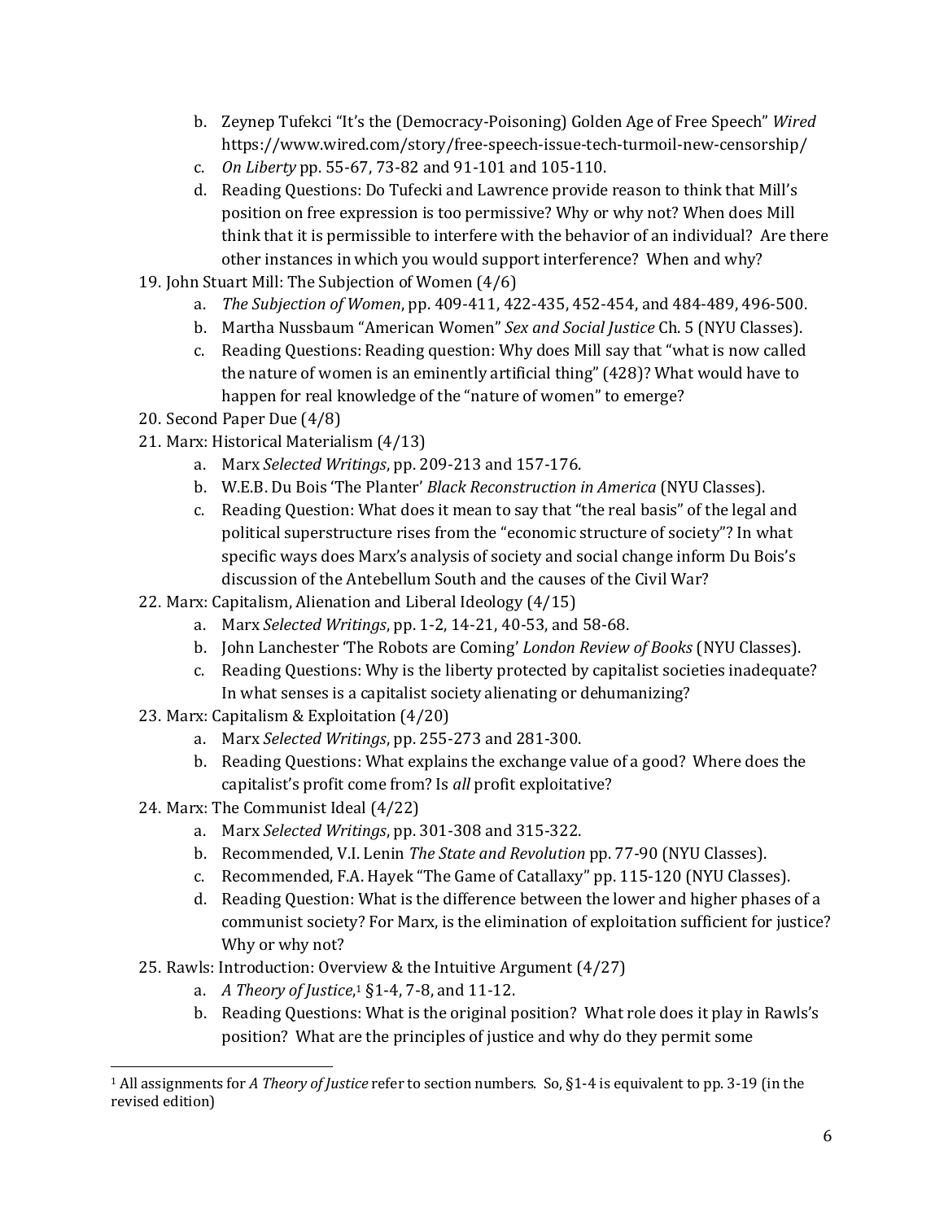b. Zeynep Tufekci "It's the (Democracy-Poisoning) Golden Age of Free Speech" *Wired* https://www.wired.com/story/free-speech-issue-tech-turmoil-new-censorship/
   c. *On Liberty* pp. 55-67, 73-82 and 91-101 and 105-110.
   d. Reading Questions: Do Tufecki and Lawrence provide reason to think that Mill's position on free expression is too permissive? Why or why not? When does Mill think that it is permissible to interfere with the behavior of an individual? Are there other instances in which you would support interference? When and why?

19. John Stuart Mill: The Subjection of Women (4/6)
   a. *The Subjection of Women*, pp. 409-411, 422-435, 452-454, and 484-489, 496-500.
   b. Martha Nussbaum "American Women" *Sex and Social Justice* Ch. 5 (NYU Classes).
   c. Reading Questions: Reading question: Why does Mill say that "what is now called the nature of women is an eminently artificial thing" (428)? What would have to happen for real knowledge of the "nature of women" to emerge?

20. Second Paper Due (4/8)

21. Marx: Historical Materialism (4/13)
   a. Marx *Selected Writings*, pp. 209-213 and 157-176.
   b. W.E.B. Du Bois 'The Planter' *Black Reconstruction in America* (NYU Classes).
   c. Reading Question: What does it mean to say that "the real basis" of the legal and political superstructure rises from the "economic structure of society"? In what specific ways does Marx's analysis of society and social change inform Du Bois's discussion of the Antebellum South and the causes of the Civil War?

22. Marx: Capitalism, Alienation and Liberal Ideology (4/15)
   a. Marx *Selected Writings*, pp. 1-2, 14-21, 40-53, and 58-68.
   b. John Lanchester 'The Robots are Coming' *London Review of Books* (NYU Classes).
   c. Reading Questions: Why is the liberty protected by capitalist societies inadequate? In what senses is a capitalist society alienating or dehumanizing?

23. Marx: Capitalism & Exploitation (4/20)
   a. Marx *Selected Writings*, pp. 255-273 and 281-300.
   b. Reading Questions: What explains the exchange value of a good? Where does the capitalist's profit come from? Is *all* profit exploitative?

24. Marx: The Communist Ideal (4/22)
   a. Marx *Selected Writings*, pp. 301-308 and 315-322.
   b. Recommended, V.I. Lenin *The State and Revolution* pp. 77-90 (NYU Classes).
   c. Recommended, F.A. Hayek "The Game of Catallaxy" pp. 115-120 (NYU Classes).
   d. Reading Question: What is the difference between the lower and higher phases of a communist society? For Marx, is the elimination of exploitation sufficient for justice? Why or why not?

25. Rawls: Introduction: Overview & the Intuitive Argument (4/27)
   a. *A Theory of Justice*,[1] §1-4, 7-8, and 11-12.
   b. Reading Questions: What is the original position? What role does it play in Rawls's position? What are the principles of justice and why do they permit some

[1] All assignments for *A Theory of Justice* refer to section numbers. So, §1-4 is equivalent to pp. 3-19 (in the revised edition)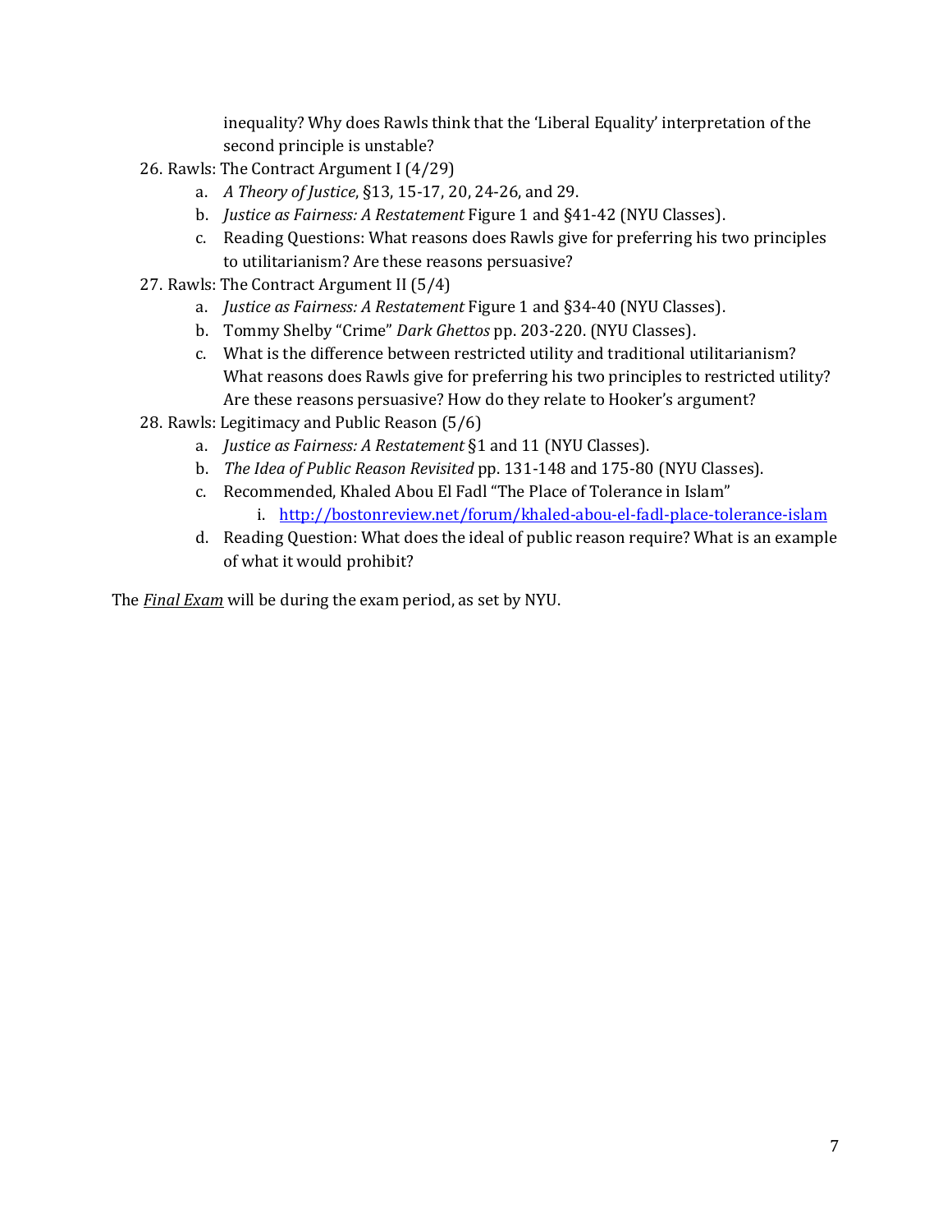inequality? Why does Rawls think that the 'Liberal Equality' interpretation of the second principle is unstable?

26. Rawls: The Contract Argument I (4/29)
    a. *A Theory of Justice*, §13, 15-17, 20, 24-26, and 29.
    b. *Justice as Fairness: A Restatement* Figure 1 and §41-42 (NYU Classes).
    c. Reading Questions: What reasons does Rawls give for preferring his two principles to utilitarianism? Are these reasons persuasive?
27. Rawls: The Contract Argument II (5/4)
    a. *Justice as Fairness: A Restatement* Figure 1 and §34-40 (NYU Classes).
    b. Tommy Shelby "Crime" *Dark Ghettos* pp. 203-220. (NYU Classes).
    c. What is the difference between restricted utility and traditional utilitarianism? What reasons does Rawls give for preferring his two principles to restricted utility? Are these reasons persuasive? How do they relate to Hooker's argument?
28. Rawls: Legitimacy and Public Reason (5/6)
    a. *Justice as Fairness: A Restatement* §1 and 11 (NYU Classes).
    b. *The Idea of Public Reason Revisited* pp. 131-148 and 175-80 (NYU Classes).
    c. Recommended, Khaled Abou El Fadl "The Place of Tolerance in Islam"
        i. [http://bostonreview.net/forum/khaled-abou-el-fadl-place-tolerance-islam](http://bostonreview.net/forum/khaled-abou-el-fadl-place-tolerance-islam)
    d. Reading Question: What does the ideal of public reason require? What is an example of what it would prohibit?

The ***<u>Final Exam</u>*** will be during the exam period, as set by NYU.